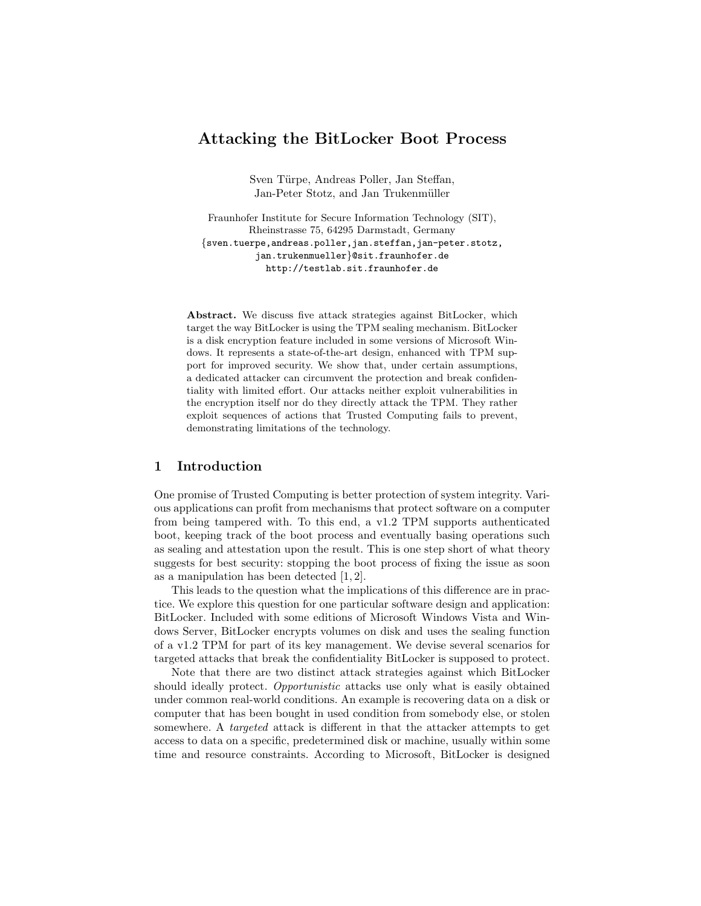# Attacking the BitLocker Boot Process

Sven Türpe, Andreas Poller, Jan Steffan,
Jan-Peter Stotz, and Jan Trukenmüller

Fraunhofer Institute for Secure Information Technology (SIT),
Rheinstrasse 75, 64295 Darmstadt, Germany
{sven.tuerpe,andreas.poller,jan.steffan,jan-peter.stotz,
jan.trukenmueller}@sit.fraunhofer.de
http://testlab.sit.fraunhofer.de

**Abstract.** We discuss five attack strategies against BitLocker, which target the way BitLocker is using the TPM sealing mechanism. BitLocker is a disk encryption feature included in some versions of Microsoft Windows. It represents a state-of-the-art design, enhanced with TPM support for improved security. We show that, under certain assumptions, a dedicated attacker can circumvent the protection and break confidentiality with limited effort. Our attacks neither exploit vulnerabilities in the encryption itself nor do they directly attack the TPM. They rather exploit sequences of actions that Trusted Computing fails to prevent, demonstrating limitations of the technology.

## 1 Introduction

One promise of Trusted Computing is better protection of system integrity. Various applications can profit from mechanisms that protect software on a computer from being tampered with. To this end, a v1.2 TPM supports authenticated boot, keeping track of the boot process and eventually basing operations such as sealing and attestation upon the result. This is one step short of what theory suggests for best security: stopping the boot process of fixing the issue as soon as a manipulation has been detected [1, 2].

This leads to the question what the implications of this difference are in practice. We explore this question for one particular software design and application: BitLocker. Included with some editions of Microsoft Windows Vista and Windows Server, BitLocker encrypts volumes on disk and uses the sealing function of a v1.2 TPM for part of its key management. We devise several scenarios for targeted attacks that break the confidentiality BitLocker is supposed to protect.

Note that there are two distinct attack strategies against which BitLocker should ideally protect. *Opportunistic* attacks use only what is easily obtained under common real-world conditions. An example is recovering data on a disk or computer that has been bought in used condition from somebody else, or stolen somewhere. A *targeted* attack is different in that the attacker attempts to get access to data on a specific, predetermined disk or machine, usually within some time and resource constraints. According to Microsoft, BitLocker is designed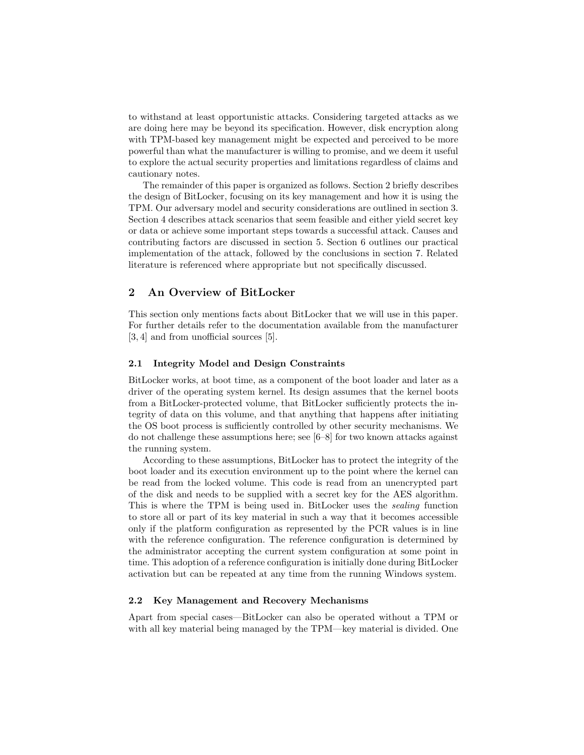to withstand at least opportunistic attacks. Considering targeted attacks as we are doing here may be beyond its specification. However, disk encryption along with TPM-based key management might be expected and perceived to be more powerful than what the manufacturer is willing to promise, and we deem it useful to explore the actual security properties and limitations regardless of claims and cautionary notes.

The remainder of this paper is organized as follows. Section 2 briefly describes the design of BitLocker, focusing on its key management and how it is using the TPM. Our adversary model and security considerations are outlined in section 3. Section 4 describes attack scenarios that seem feasible and either yield secret key or data or achieve some important steps towards a successful attack. Causes and contributing factors are discussed in section 5. Section 6 outlines our practical implementation of the attack, followed by the conclusions in section 7. Related literature is referenced where appropriate but not specifically discussed.

## 2 An Overview of BitLocker

This section only mentions facts about BitLocker that we will use in this paper. For further details refer to the documentation available from the manufacturer [3, 4] and from unofficial sources [5].

### 2.1 Integrity Model and Design Constraints

BitLocker works, at boot time, as a component of the boot loader and later as a driver of the operating system kernel. Its design assumes that the kernel boots from a BitLocker-protected volume, that BitLocker sufficiently protects the integrity of data on this volume, and that anything that happens after initiating the OS boot process is sufficiently controlled by other security mechanisms. We do not challenge these assumptions here; see [6–8] for two known attacks against the running system.

According to these assumptions, BitLocker has to protect the integrity of the boot loader and its execution environment up to the point where the kernel can be read from the locked volume. This code is read from an unencrypted part of the disk and needs to be supplied with a secret key for the AES algorithm. This is where the TPM is being used in. BitLocker uses the *sealing* function to store all or part of its key material in such a way that it becomes accessible only if the platform configuration as represented by the PCR values is in line with the reference configuration. The reference configuration is determined by the administrator accepting the current system configuration at some point in time. This adoption of a reference configuration is initially done during BitLocker activation but can be repeated at any time from the running Windows system.

### 2.2 Key Management and Recovery Mechanisms

Apart from special cases—BitLocker can also be operated without a TPM or with all key material being managed by the TPM—key material is divided. One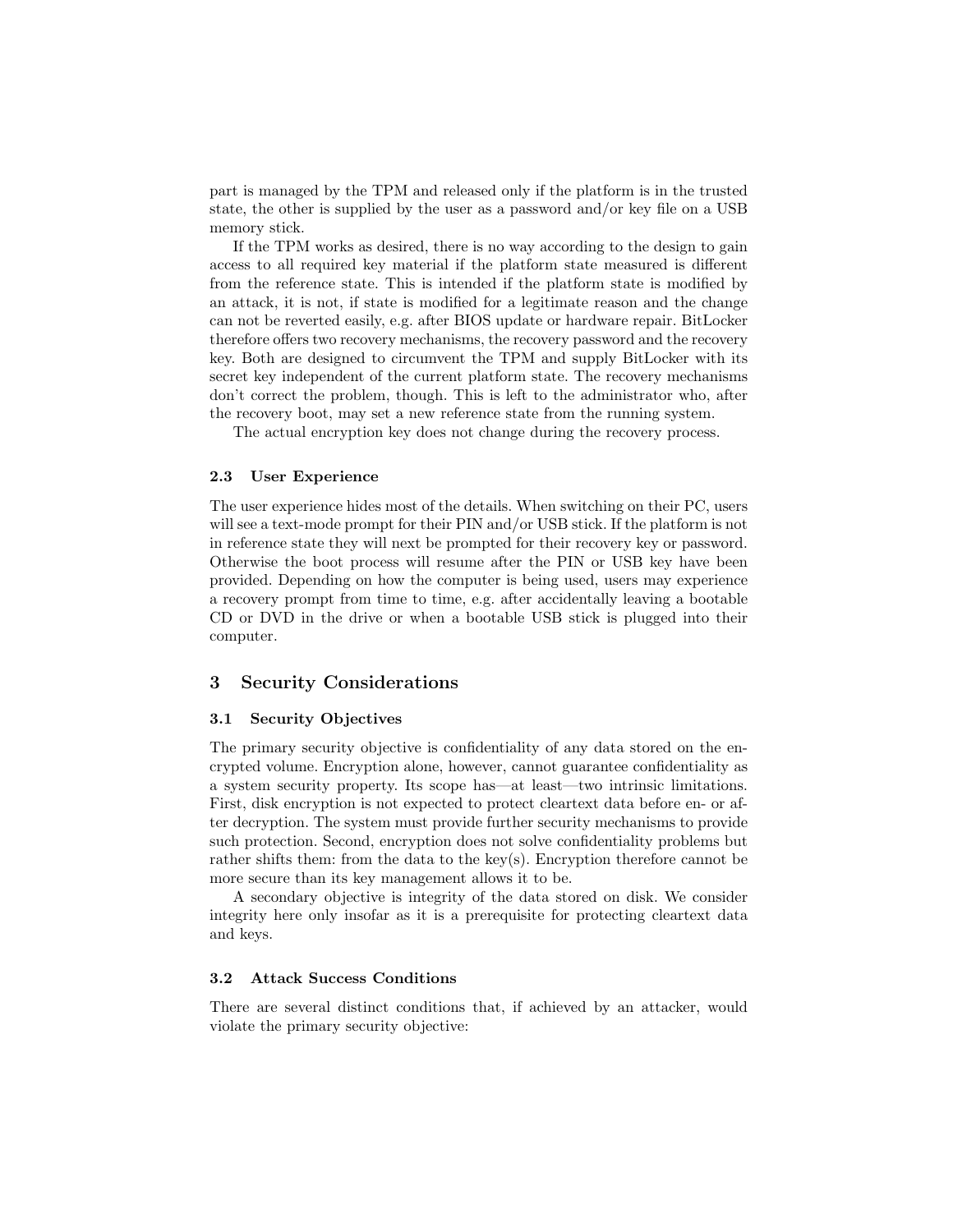part is managed by the TPM and released only if the platform is in the trusted state, the other is supplied by the user as a password and/or key file on a USB memory stick.

If the TPM works as desired, there is no way according to the design to gain access to all required key material if the platform state measured is different from the reference state. This is intended if the platform state is modified by an attack, it is not, if state is modified for a legitimate reason and the change can not be reverted easily, e.g. after BIOS update or hardware repair. BitLocker therefore offers two recovery mechanisms, the recovery password and the recovery key. Both are designed to circumvent the TPM and supply BitLocker with its secret key independent of the current platform state. The recovery mechanisms don't correct the problem, though. This is left to the administrator who, after the recovery boot, may set a new reference state from the running system.

The actual encryption key does not change during the recovery process.

### 2.3 User Experience

The user experience hides most of the details. When switching on their PC, users will see a text-mode prompt for their PIN and/or USB stick. If the platform is not in reference state they will next be prompted for their recovery key or password. Otherwise the boot process will resume after the PIN or USB key have been provided. Depending on how the computer is being used, users may experience a recovery prompt from time to time, e.g. after accidentally leaving a bootable CD or DVD in the drive or when a bootable USB stick is plugged into their computer.

## 3 Security Considerations

### 3.1 Security Objectives

The primary security objective is confidentiality of any data stored on the encrypted volume. Encryption alone, however, cannot guarantee confidentiality as a system security property. Its scope has—at least—two intrinsic limitations. First, disk encryption is not expected to protect cleartext data before en- or after decryption. The system must provide further security mechanisms to provide such protection. Second, encryption does not solve confidentiality problems but rather shifts them: from the data to the key(s). Encryption therefore cannot be more secure than its key management allows it to be.

A secondary objective is integrity of the data stored on disk. We consider integrity here only insofar as it is a prerequisite for protecting cleartext data and keys.

### 3.2 Attack Success Conditions

There are several distinct conditions that, if achieved by an attacker, would violate the primary security objective: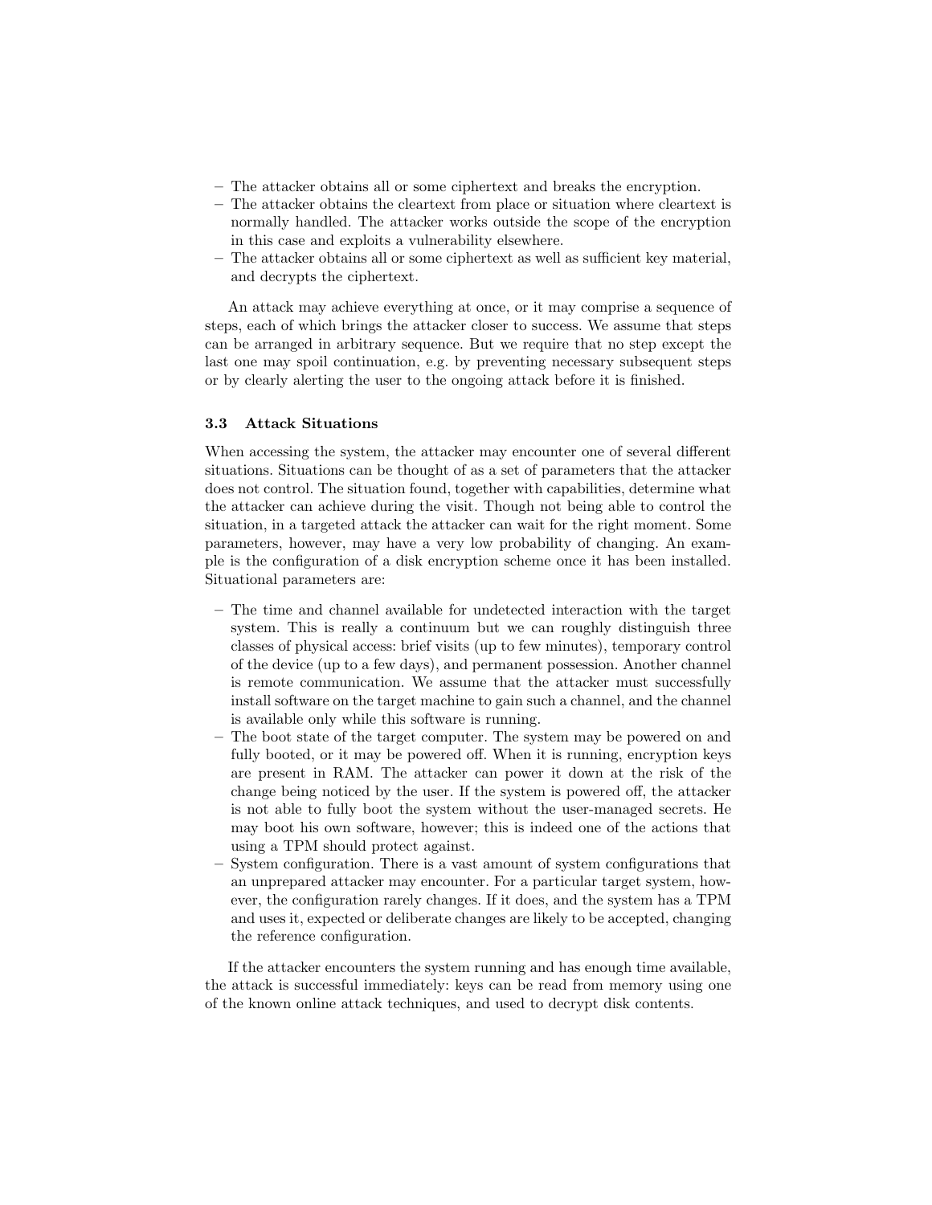- The attacker obtains all or some ciphertext and breaks the encryption.
- The attacker obtains the cleartext from place or situation where cleartext is normally handled. The attacker works outside the scope of the encryption in this case and exploits a vulnerability elsewhere.
- The attacker obtains all or some ciphertext as well as sufficient key material, and decrypts the ciphertext.

An attack may achieve everything at once, or it may comprise a sequence of steps, each of which brings the attacker closer to success. We assume that steps can be arranged in arbitrary sequence. But we require that no step except the last one may spoil continuation, e.g. by preventing necessary subsequent steps or by clearly alerting the user to the ongoing attack before it is finished.

### 3.3 Attack Situations

When accessing the system, the attacker may encounter one of several different situations. Situations can be thought of as a set of parameters that the attacker does not control. The situation found, together with capabilities, determine what the attacker can achieve during the visit. Though not being able to control the situation, in a targeted attack the attacker can wait for the right moment. Some parameters, however, may have a very low probability of changing. An example is the configuration of a disk encryption scheme once it has been installed. Situational parameters are:

- The time and channel available for undetected interaction with the target system. This is really a continuum but we can roughly distinguish three classes of physical access: brief visits (up to few minutes), temporary control of the device (up to a few days), and permanent possession. Another channel is remote communication. We assume that the attacker must successfully install software on the target machine to gain such a channel, and the channel is available only while this software is running.
- The boot state of the target computer. The system may be powered on and fully booted, or it may be powered off. When it is running, encryption keys are present in RAM. The attacker can power it down at the risk of the change being noticed by the user. If the system is powered off, the attacker is not able to fully boot the system without the user-managed secrets. He may boot his own software, however; this is indeed one of the actions that using a TPM should protect against.
- System configuration. There is a vast amount of system configurations that an unprepared attacker may encounter. For a particular target system, however, the configuration rarely changes. If it does, and the system has a TPM and uses it, expected or deliberate changes are likely to be accepted, changing the reference configuration.

If the attacker encounters the system running and has enough time available, the attack is successful immediately: keys can be read from memory using one of the known online attack techniques, and used to decrypt disk contents.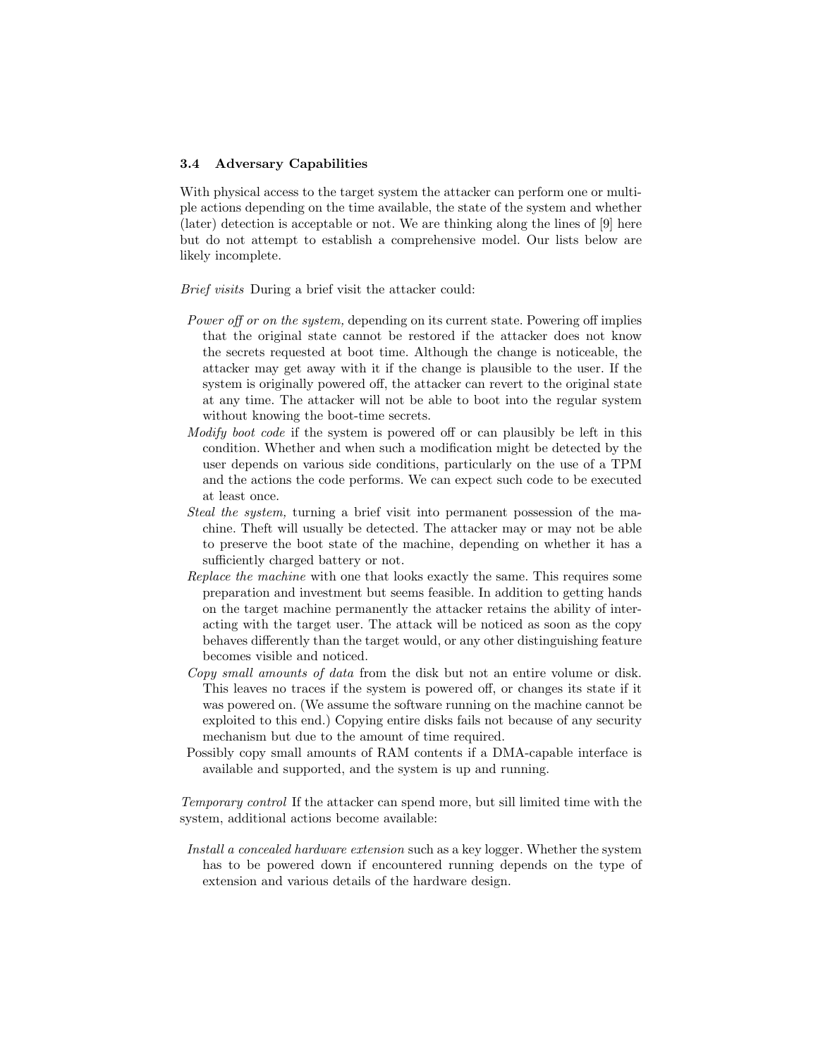### 3.4 Adversary Capabilities

With physical access to the target system the attacker can perform one or multiple actions depending on the time available, the state of the system and whether (later) detection is acceptable or not. We are thinking along the lines of [9] here but do not attempt to establish a comprehensive model. Our lists below are likely incomplete.

*Brief visits* During a brief visit the attacker could:

- *Power off or on the system,* depending on its current state. Powering off implies that the original state cannot be restored if the attacker does not know the secrets requested at boot time. Although the change is noticeable, the attacker may get away with it if the change is plausible to the user. If the system is originally powered off, the attacker can revert to the original state at any time. The attacker will not be able to boot into the regular system without knowing the boot-time secrets.
- *Modify boot code* if the system is powered off or can plausibly be left in this condition. Whether and when such a modification might be detected by the user depends on various side conditions, particularly on the use of a TPM and the actions the code performs. We can expect such code to be executed at least once.
- *Steal the system,* turning a brief visit into permanent possession of the machine. Theft will usually be detected. The attacker may or may not be able to preserve the boot state of the machine, depending on whether it has a sufficiently charged battery or not.
- *Replace the machine* with one that looks exactly the same. This requires some preparation and investment but seems feasible. In addition to getting hands on the target machine permanently the attacker retains the ability of interacting with the target user. The attack will be noticed as soon as the copy behaves differently than the target would, or any other distinguishing feature becomes visible and noticed.
- *Copy small amounts of data* from the disk but not an entire volume or disk. This leaves no traces if the system is powered off, or changes its state if it was powered on. (We assume the software running on the machine cannot be exploited to this end.) Copying entire disks fails not because of any security mechanism but due to the amount of time required.
- Possibly copy small amounts of RAM contents if a DMA-capable interface is available and supported, and the system is up and running.

*Temporary control* If the attacker can spend more, but sill limited time with the system, additional actions become available:

- *Install a concealed hardware extension* such as a key logger. Whether the system has to be powered down if encountered running depends on the type of extension and various details of the hardware design.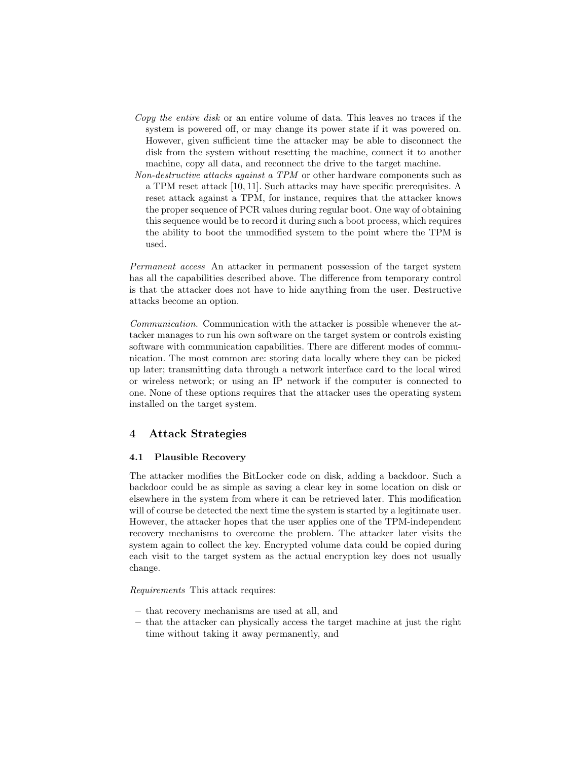*Copy the entire disk* or an entire volume of data. This leaves no traces if the system is powered off, or may change its power state if it was powered on. However, given sufficient time the attacker may be able to disconnect the disk from the system without resetting the machine, connect it to another machine, copy all data, and reconnect the drive to the target machine.

*Non-destructive attacks against a TPM* or other hardware components such as a TPM reset attack [10, 11]. Such attacks may have specific prerequisites. A reset attack against a TPM, for instance, requires that the attacker knows the proper sequence of PCR values during regular boot. One way of obtaining this sequence would be to record it during such a boot process, which requires the ability to boot the unmodified system to the point where the TPM is used.

*Permanent access* An attacker in permanent possession of the target system has all the capabilities described above. The difference from temporary control is that the attacker does not have to hide anything from the user. Destructive attacks become an option.

*Communication.* Communication with the attacker is possible whenever the attacker manages to run his own software on the target system or controls existing software with communication capabilities. There are different modes of communication. The most common are: storing data locally where they can be picked up later; transmitting data through a network interface card to the local wired or wireless network; or using an IP network if the computer is connected to one. None of these options requires that the attacker uses the operating system installed on the target system.

## 4 Attack Strategies

### 4.1 Plausible Recovery

The attacker modifies the BitLocker code on disk, adding a backdoor. Such a backdoor could be as simple as saving a clear key in some location on disk or elsewhere in the system from where it can be retrieved later. This modification will of course be detected the next time the system is started by a legitimate user. However, the attacker hopes that the user applies one of the TPM-independent recovery mechanisms to overcome the problem. The attacker later visits the system again to collect the key. Encrypted volume data could be copied during each visit to the target system as the actual encryption key does not usually change.

*Requirements* This attack requires:

- that recovery mechanisms are used at all, and
- that the attacker can physically access the target machine at just the right time without taking it away permanently, and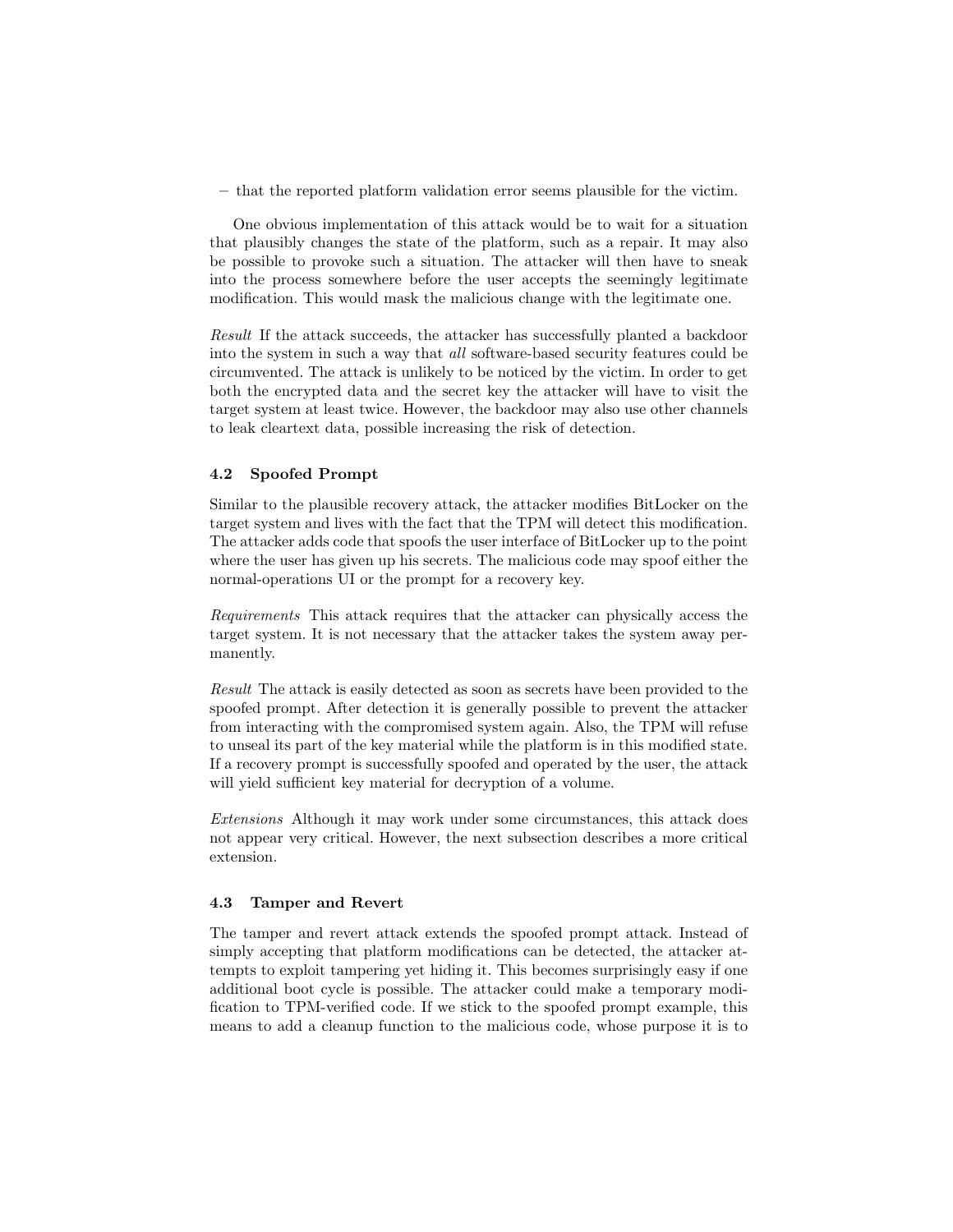– that the reported platform validation error seems plausible for the victim.

One obvious implementation of this attack would be to wait for a situation that plausibly changes the state of the platform, such as a repair. It may also be possible to provoke such a situation. The attacker will then have to sneak into the process somewhere before the user accepts the seemingly legitimate modification. This would mask the malicious change with the legitimate one.

*Result* If the attack succeeds, the attacker has successfully planted a backdoor into the system in such a way that *all* software-based security features could be circumvented. The attack is unlikely to be noticed by the victim. In order to get both the encrypted data and the secret key the attacker will have to visit the target system at least twice. However, the backdoor may also use other channels to leak cleartext data, possible increasing the risk of detection.

### 4.2 Spoofed Prompt

Similar to the plausible recovery attack, the attacker modifies BitLocker on the target system and lives with the fact that the TPM will detect this modification. The attacker adds code that spoofs the user interface of BitLocker up to the point where the user has given up his secrets. The malicious code may spoof either the normal-operations UI or the prompt for a recovery key.

*Requirements* This attack requires that the attacker can physically access the target system. It is not necessary that the attacker takes the system away permanently.

*Result* The attack is easily detected as soon as secrets have been provided to the spoofed prompt. After detection it is generally possible to prevent the attacker from interacting with the compromised system again. Also, the TPM will refuse to unseal its part of the key material while the platform is in this modified state. If a recovery prompt is successfully spoofed and operated by the user, the attack will yield sufficient key material for decryption of a volume.

*Extensions* Although it may work under some circumstances, this attack does not appear very critical. However, the next subsection describes a more critical extension.

### 4.3 Tamper and Revert

The tamper and revert attack extends the spoofed prompt attack. Instead of simply accepting that platform modifications can be detected, the attacker attempts to exploit tampering yet hiding it. This becomes surprisingly easy if one additional boot cycle is possible. The attacker could make a temporary modification to TPM-verified code. If we stick to the spoofed prompt example, this means to add a cleanup function to the malicious code, whose purpose it is to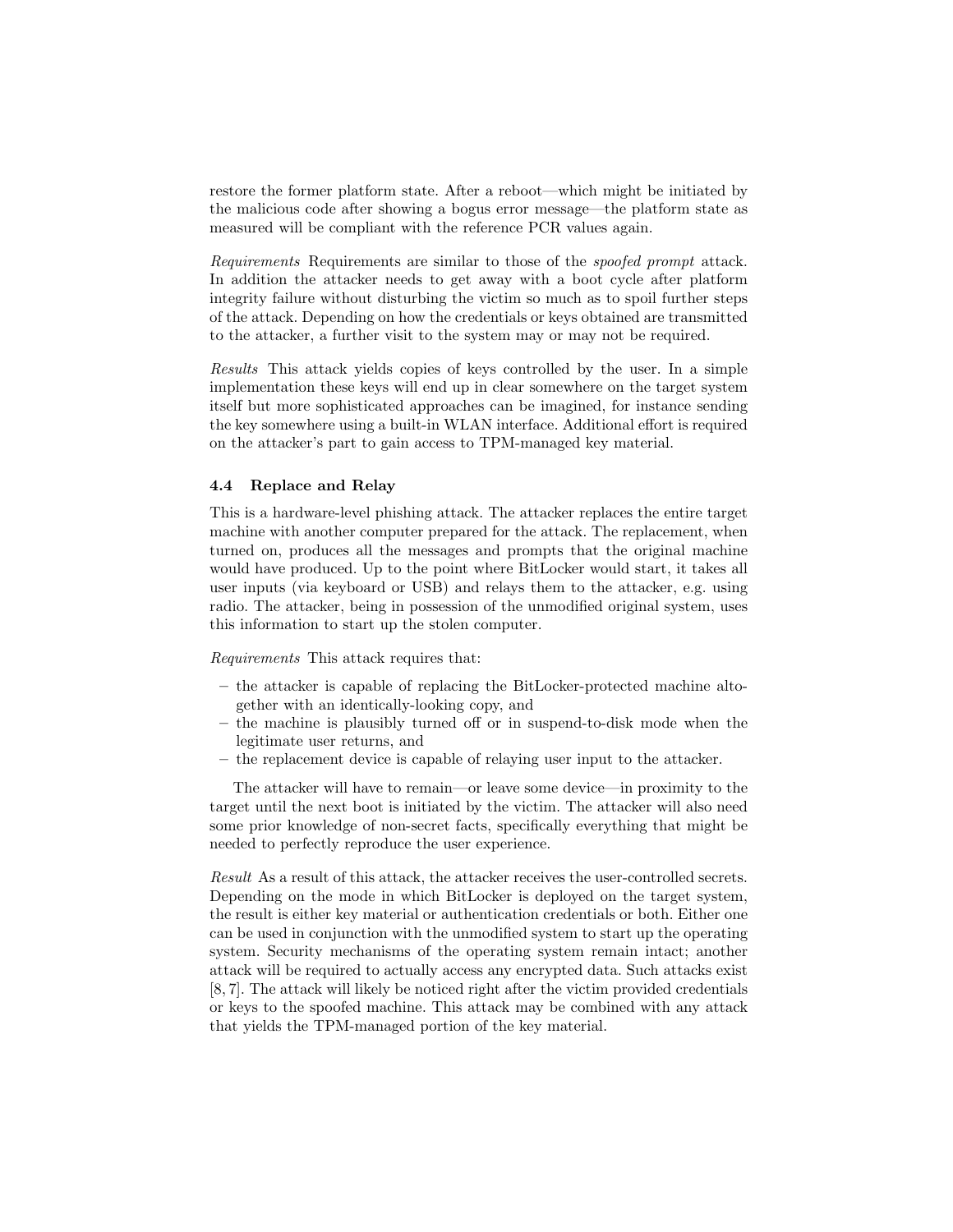restore the former platform state. After a reboot—which might be initiated by the malicious code after showing a bogus error message—the platform state as measured will be compliant with the reference PCR values again.

*Requirements* Requirements are similar to those of the *spoofed prompt* attack. In addition the attacker needs to get away with a boot cycle after platform integrity failure without disturbing the victim so much as to spoil further steps of the attack. Depending on how the credentials or keys obtained are transmitted to the attacker, a further visit to the system may or may not be required.

*Results* This attack yields copies of keys controlled by the user. In a simple implementation these keys will end up in clear somewhere on the target system itself but more sophisticated approaches can be imagined, for instance sending the key somewhere using a built-in WLAN interface. Additional effort is required on the attacker's part to gain access to TPM-managed key material.

### 4.4 Replace and Relay

This is a hardware-level phishing attack. The attacker replaces the entire target machine with another computer prepared for the attack. The replacement, when turned on, produces all the messages and prompts that the original machine would have produced. Up to the point where BitLocker would start, it takes all user inputs (via keyboard or USB) and relays them to the attacker, e.g. using radio. The attacker, being in possession of the unmodified original system, uses this information to start up the stolen computer.

*Requirements* This attack requires that:

- the attacker is capable of replacing the BitLocker-protected machine altogether with an identically-looking copy, and
- the machine is plausibly turned off or in suspend-to-disk mode when the legitimate user returns, and
- the replacement device is capable of relaying user input to the attacker.

The attacker will have to remain—or leave some device—in proximity to the target until the next boot is initiated by the victim. The attacker will also need some prior knowledge of non-secret facts, specifically everything that might be needed to perfectly reproduce the user experience.

*Result* As a result of this attack, the attacker receives the user-controlled secrets. Depending on the mode in which BitLocker is deployed on the target system, the result is either key material or authentication credentials or both. Either one can be used in conjunction with the unmodified system to start up the operating system. Security mechanisms of the operating system remain intact; another attack will be required to actually access any encrypted data. Such attacks exist [8, 7]. The attack will likely be noticed right after the victim provided credentials or keys to the spoofed machine. This attack may be combined with any attack that yields the TPM-managed portion of the key material.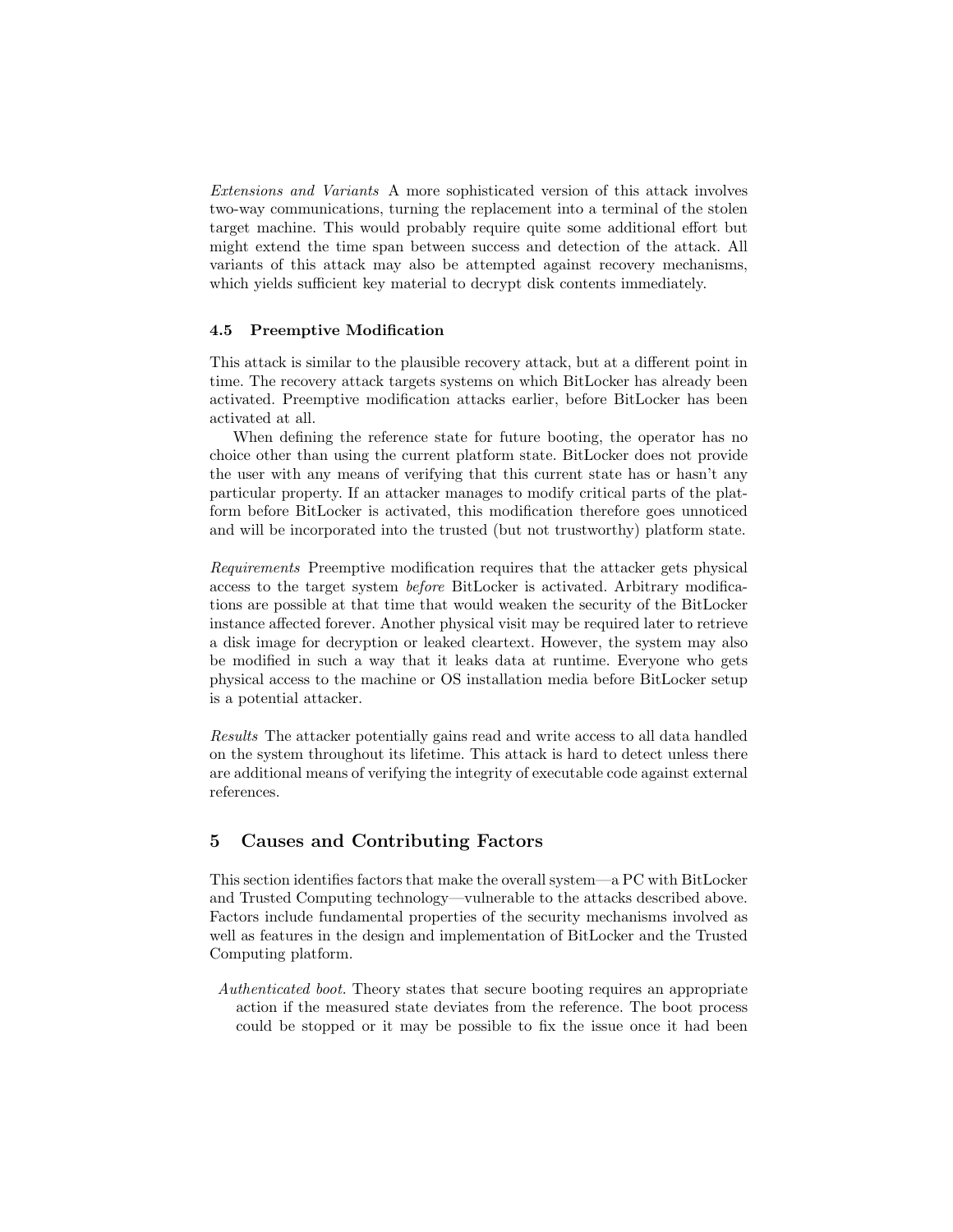*Extensions and Variants* A more sophisticated version of this attack involves two-way communications, turning the replacement into a terminal of the stolen target machine. This would probably require quite some additional effort but might extend the time span between success and detection of the attack. All variants of this attack may also be attempted against recovery mechanisms, which yields sufficient key material to decrypt disk contents immediately.

### 4.5 Preemptive Modification

This attack is similar to the plausible recovery attack, but at a different point in time. The recovery attack targets systems on which BitLocker has already been activated. Preemptive modification attacks earlier, before BitLocker has been activated at all.

When defining the reference state for future booting, the operator has no choice other than using the current platform state. BitLocker does not provide the user with any means of verifying that this current state has or hasn't any particular property. If an attacker manages to modify critical parts of the platform before BitLocker is activated, this modification therefore goes unnoticed and will be incorporated into the trusted (but not trustworthy) platform state.

*Requirements* Preemptive modification requires that the attacker gets physical access to the target system *before* BitLocker is activated. Arbitrary modifications are possible at that time that would weaken the security of the BitLocker instance affected forever. Another physical visit may be required later to retrieve a disk image for decryption or leaked cleartext. However, the system may also be modified in such a way that it leaks data at runtime. Everyone who gets physical access to the machine or OS installation media before BitLocker setup is a potential attacker.

*Results* The attacker potentially gains read and write access to all data handled on the system throughout its lifetime. This attack is hard to detect unless there are additional means of verifying the integrity of executable code against external references.

## 5 Causes and Contributing Factors

This section identifies factors that make the overall system—a PC with BitLocker and Trusted Computing technology—vulnerable to the attacks described above. Factors include fundamental properties of the security mechanisms involved as well as features in the design and implementation of BitLocker and the Trusted Computing platform.

*Authenticated boot.* Theory states that secure booting requires an appropriate action if the measured state deviates from the reference. The boot process could be stopped or it may be possible to fix the issue once it had been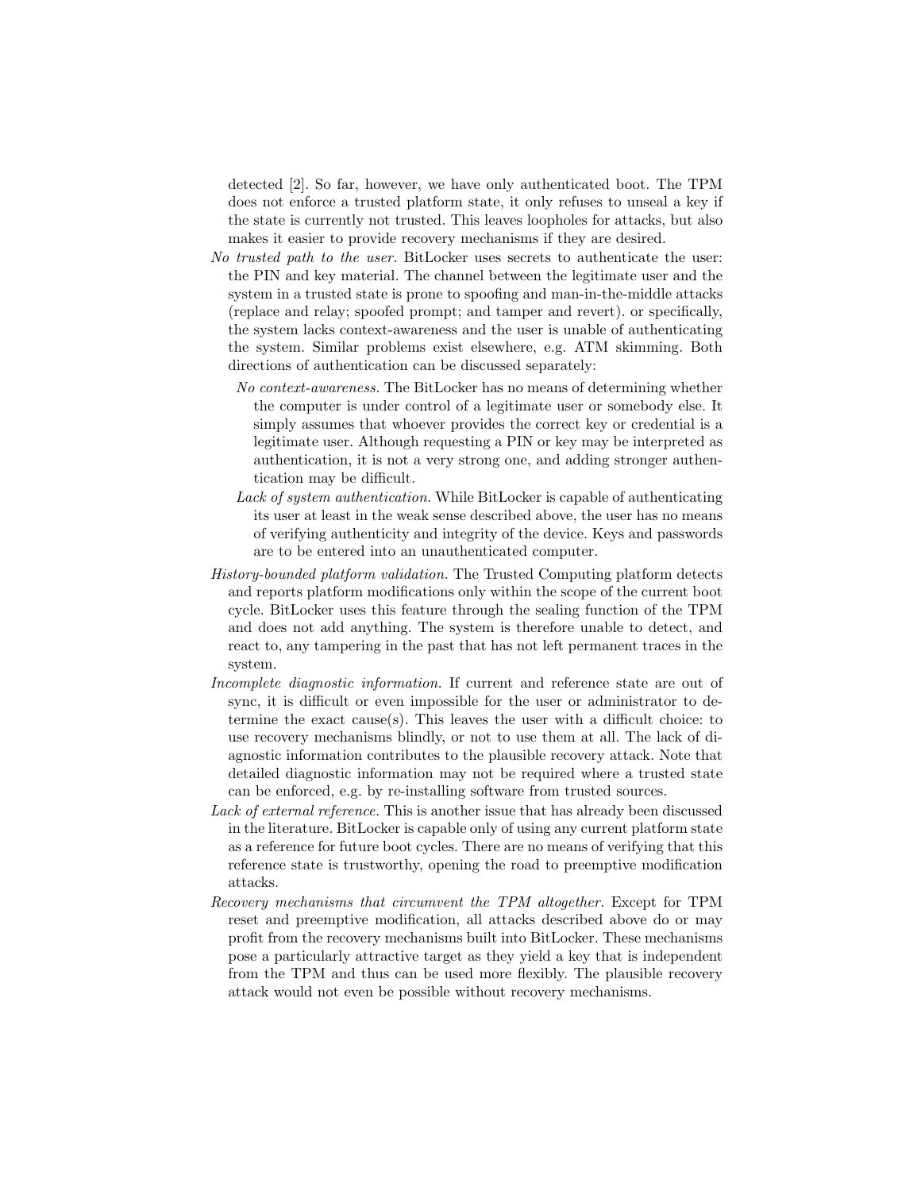detected [2]. So far, however, we have only authenticated boot. The TPM does not enforce a trusted platform state, it only refuses to unseal a key if the state is currently not trusted. This leaves loopholes for attacks, but also makes it easier to provide recovery mechanisms if they are desired.

*No trusted path to the user.* BitLocker uses secrets to authenticate the user: the PIN and key material. The channel between the legitimate user and the system in a trusted state is prone to spoofing and man-in-the-middle attacks (replace and relay; spoofed prompt; and tamper and revert). or specifically, the system lacks context-awareness and the user is unable of authenticating the system. Similar problems exist elsewhere, e.g. ATM skimming. Both directions of authentication can be discussed separately:

*No context-awareness.* The BitLocker has no means of determining whether the computer is under control of a legitimate user or somebody else. It simply assumes that whoever provides the correct key or credential is a legitimate user. Although requesting a PIN or key may be interpreted as authentication, it is not a very strong one, and adding stronger authentication may be difficult.

*Lack of system authentication.* While BitLocker is capable of authenticating its user at least in the weak sense described above, the user has no means of verifying authenticity and integrity of the device. Keys and passwords are to be entered into an unauthenticated computer.

*History-bounded platform validation.* The Trusted Computing platform detects and reports platform modifications only within the scope of the current boot cycle. BitLocker uses this feature through the sealing function of the TPM and does not add anything. The system is therefore unable to detect, and react to, any tampering in the past that has not left permanent traces in the system.

*Incomplete diagnostic information.* If current and reference state are out of sync, it is difficult or even impossible for the user or administrator to determine the exact cause(s). This leaves the user with a difficult choice: to use recovery mechanisms blindly, or not to use them at all. The lack of diagnostic information contributes to the plausible recovery attack. Note that detailed diagnostic information may not be required where a trusted state can be enforced, e.g. by re-installing software from trusted sources.

*Lack of external reference.* This is another issue that has already been discussed in the literature. BitLocker is capable only of using any current platform state as a reference for future boot cycles. There are no means of verifying that this reference state is trustworthy, opening the road to preemptive modification attacks.

*Recovery mechanisms that circumvent the TPM altogether.* Except for TPM reset and preemptive modification, all attacks described above do or may profit from the recovery mechanisms built into BitLocker. These mechanisms pose a particularly attractive target as they yield a key that is independent from the TPM and thus can be used more flexibly. The plausible recovery attack would not even be possible without recovery mechanisms.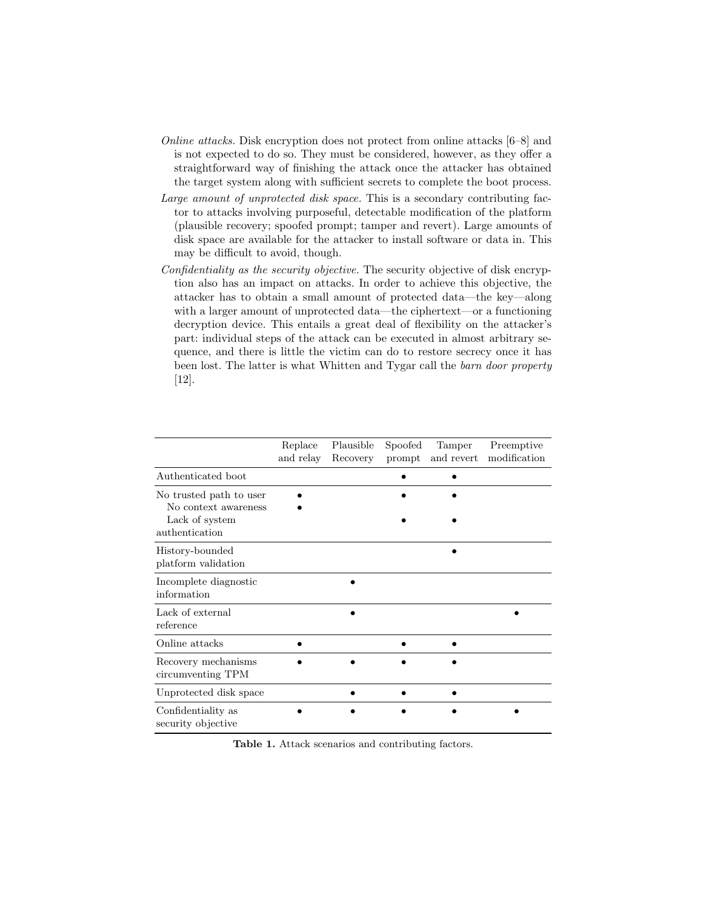*Online attacks.* Disk encryption does not protect from online attacks [6–8] and is not expected to do so. They must be considered, however, as they offer a straightforward way of finishing the attack once the attacker has obtained the target system along with sufficient secrets to complete the boot process.

*Large amount of unprotected disk space.* This is a secondary contributing factor to attacks involving purposeful, detectable modification of the platform (plausible recovery; spoofed prompt; tamper and revert). Large amounts of disk space are available for the attacker to install software or data in. This may be difficult to avoid, though.

*Confidentiality as the security objective.* The security objective of disk encryption also has an impact on attacks. In order to achieve this objective, the attacker has to obtain a small amount of protected data—the key—along with a larger amount of unprotected data—the ciphertext—or a functioning decryption device. This entails a great deal of flexibility on the attacker's part: individual steps of the attack can be executed in almost arbitrary sequence, and there is little the victim can do to restore secrecy once it has been lost. The latter is what Whitten and Tygar call the *barn door property* [12].

| | Replace and relay | Plausible Recovery | Spoofed prompt | Tamper and revert | Preemptive modification |
|---|---|---|---|---|---|
| Authenticated boot | | | • | • | |
| No trusted path to user | • | | • | • | |
| No context awareness | • | | | | |
| Lack of system authentication | | | • | • | |
| History-bounded platform validation | | | | • | |
| Incomplete diagnostic information | | • | | | |
| Lack of external reference | | • | | | • |
| Online attacks | • | | • | • | |
| Recovery mechanisms circumventing TPM | • | • | • | • | |
| Unprotected disk space | | • | • | • | |
| Confidentiality as security objective | • | • | • | • | • |

**Table 1.** Attack scenarios and contributing factors.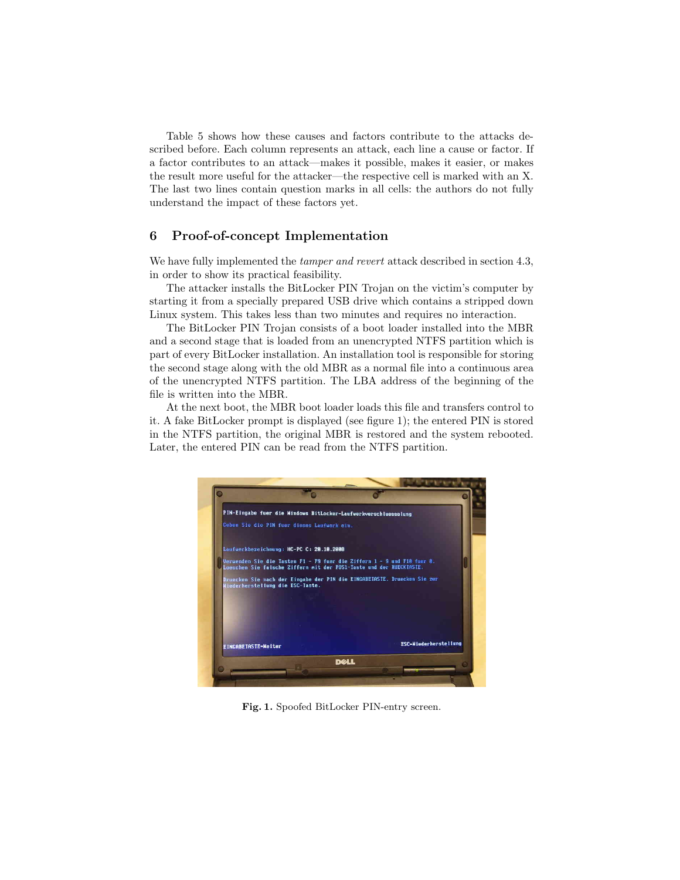Table 5 shows how these causes and factors contribute to the attacks described before. Each column represents an attack, each line a cause or factor. If a factor contributes to an attack—makes it possible, makes it easier, or makes the result more useful for the attacker—the respective cell is marked with an X. The last two lines contain question marks in all cells: the authors do not fully understand the impact of these factors yet.

## 6 Proof-of-concept Implementation

We have fully implemented the *tamper and revert* attack described in section 4.3, in order to show its practical feasibility.

The attacker installs the BitLocker PIN Trojan on the victim's computer by starting it from a specially prepared USB drive which contains a stripped down Linux system. This takes less than two minutes and requires no interaction.

The BitLocker PIN Trojan consists of a boot loader installed into the MBR and a second stage that is loaded from an unencrypted NTFS partition which is part of every BitLocker installation. An installation tool is responsible for storing the second stage along with the old MBR as a normal file into a continuous area of the unencrypted NTFS partition. The LBA address of the beginning of the file is written into the MBR.

At the next boot, the MBR boot loader loads this file and transfers control to it. A fake BitLocker prompt is displayed (see figure 1); the entered PIN is stored in the NTFS partition, the original MBR is restored and the system rebooted. Later, the entered PIN can be read from the NTFS partition.

**Fig. 1.** Spoofed BitLocker PIN-entry screen.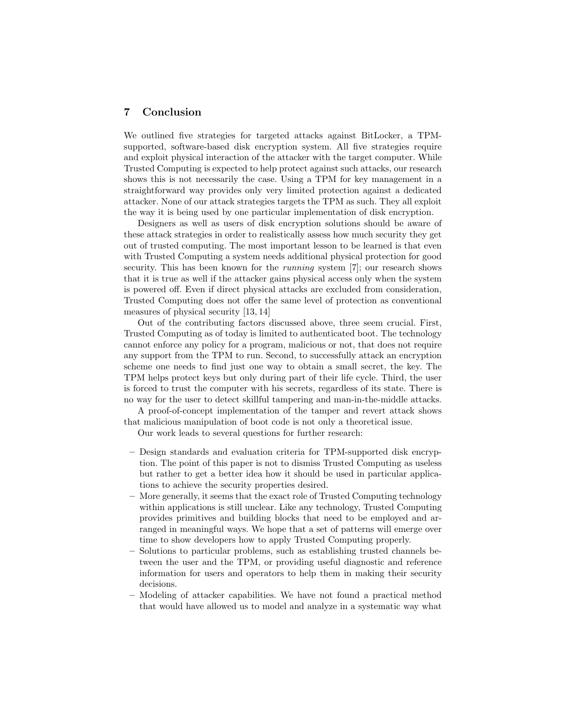## 7 Conclusion

We outlined five strategies for targeted attacks against BitLocker, a TPM-supported, software-based disk encryption system. All five strategies require and exploit physical interaction of the attacker with the target computer. While Trusted Computing is expected to help protect against such attacks, our research shows this is not necessarily the case. Using a TPM for key management in a straightforward way provides only very limited protection against a dedicated attacker. None of our attack strategies targets the TPM as such. They all exploit the way it is being used by one particular implementation of disk encryption.

Designers as well as users of disk encryption solutions should be aware of these attack strategies in order to realistically assess how much security they get out of trusted computing. The most important lesson to be learned is that even with Trusted Computing a system needs additional physical protection for good security. This has been known for the *running* system [7]; our research shows that it is true as well if the attacker gains physical access only when the system is powered off. Even if direct physical attacks are excluded from consideration, Trusted Computing does not offer the same level of protection as conventional measures of physical security [13, 14]

Out of the contributing factors discussed above, three seem crucial. First, Trusted Computing as of today is limited to authenticated boot. The technology cannot enforce any policy for a program, malicious or not, that does not require any support from the TPM to run. Second, to successfully attack an encryption scheme one needs to find just one way to obtain a small secret, the key. The TPM helps protect keys but only during part of their life cycle. Third, the user is forced to trust the computer with his secrets, regardless of its state. There is no way for the user to detect skillful tampering and man-in-the-middle attacks.

A proof-of-concept implementation of the tamper and revert attack shows that malicious manipulation of boot code is not only a theoretical issue.

Our work leads to several questions for further research:

- Design standards and evaluation criteria for TPM-supported disk encryption. The point of this paper is not to dismiss Trusted Computing as useless but rather to get a better idea how it should be used in particular applications to achieve the security properties desired.
- More generally, it seems that the exact role of Trusted Computing technology within applications is still unclear. Like any technology, Trusted Computing provides primitives and building blocks that need to be employed and arranged in meaningful ways. We hope that a set of patterns will emerge over time to show developers how to apply Trusted Computing properly.
- Solutions to particular problems, such as establishing trusted channels between the user and the TPM, or providing useful diagnostic and reference information for users and operators to help them in making their security decisions.
- Modeling of attacker capabilities. We have not found a practical method that would have allowed us to model and analyze in a systematic way what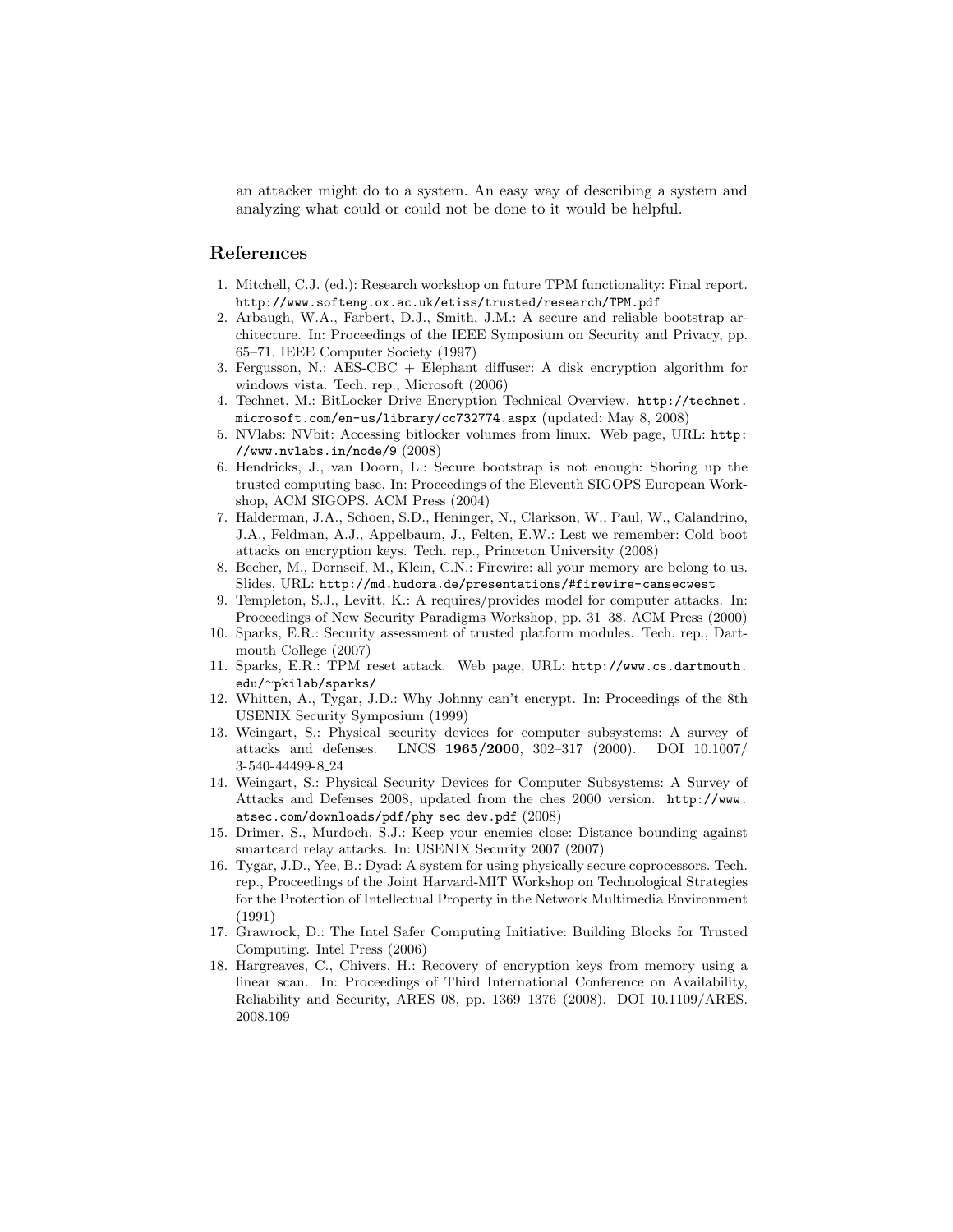an attacker might do to a system. An easy way of describing a system and analyzing what could or could not be done to it would be helpful.

## References

1. Mitchell, C.J. (ed.): Research workshop on future TPM functionality: Final report. http://www.softeng.ox.ac.uk/etiss/trusted/research/TPM.pdf
2. Arbaugh, W.A., Farbert, D.J., Smith, J.M.: A secure and reliable bootstrap architecture. In: Proceedings of the IEEE Symposium on Security and Privacy, pp. 65–71. IEEE Computer Society (1997)
3. Fergusson, N.: AES-CBC + Elephant diffuser: A disk encryption algorithm for windows vista. Tech. rep., Microsoft (2006)
4. Technet, M.: BitLocker Drive Encryption Technical Overview. http://technet.microsoft.com/en-us/library/cc732774.aspx (updated: May 8, 2008)
5. NVlabs: NVbit: Accessing bitlocker volumes from linux. Web page, URL: http://www.nvlabs.in/node/9 (2008)
6. Hendricks, J., van Doorn, L.: Secure bootstrap is not enough: Shoring up the trusted computing base. In: Proceedings of the Eleventh SIGOPS European Workshop, ACM SIGOPS. ACM Press (2004)
7. Halderman, J.A., Schoen, S.D., Heninger, N., Clarkson, W., Paul, W., Calandrino, J.A., Feldman, A.J., Appelbaum, J., Felten, E.W.: Lest we remember: Cold boot attacks on encryption keys. Tech. rep., Princeton University (2008)
8. Becher, M., Dornseif, M., Klein, C.N.: Firewire: all your memory are belong to us. Slides, URL: http://md.hudora.de/presentations/#firewire-cansecwest
9. Templeton, S.J., Levitt, K.: A requires/provides model for computer attacks. In: Proceedings of New Security Paradigms Workshop, pp. 31–38. ACM Press (2000)
10. Sparks, E.R.: Security assessment of trusted platform modules. Tech. rep., Dartmouth College (2007)
11. Sparks, E.R.: TPM reset attack. Web page, URL: http://www.cs.dartmouth.edu/~pkilab/sparks/
12. Whitten, A., Tygar, J.D.: Why Johnny can't encrypt. In: Proceedings of the 8th USENIX Security Symposium (1999)
13. Weingart, S.: Physical security devices for computer subsystems: A survey of attacks and defenses. LNCS **1965/2000**, 302–317 (2000). DOI 10.1007/3-540-44499-8_24
14. Weingart, S.: Physical Security Devices for Computer Subsystems: A Survey of Attacks and Defenses 2008, updated from the ches 2000 version. http://www.atsec.com/downloads/pdf/phy_sec_dev.pdf (2008)
15. Drimer, S., Murdoch, S.J.: Keep your enemies close: Distance bounding against smartcard relay attacks. In: USENIX Security 2007 (2007)
16. Tygar, J.D., Yee, B.: Dyad: A system for using physically secure coprocessors. Tech. rep., Proceedings of the Joint Harvard-MIT Workshop on Technological Strategies for the Protection of Intellectual Property in the Network Multimedia Environment (1991)
17. Grawrock, D.: The Intel Safer Computing Initiative: Building Blocks for Trusted Computing. Intel Press (2006)
18. Hargreaves, C., Chivers, H.: Recovery of encryption keys from memory using a linear scan. In: Proceedings of Third International Conference on Availability, Reliability and Security, ARES 08, pp. 1369–1376 (2008). DOI 10.1109/ARES.2008.109